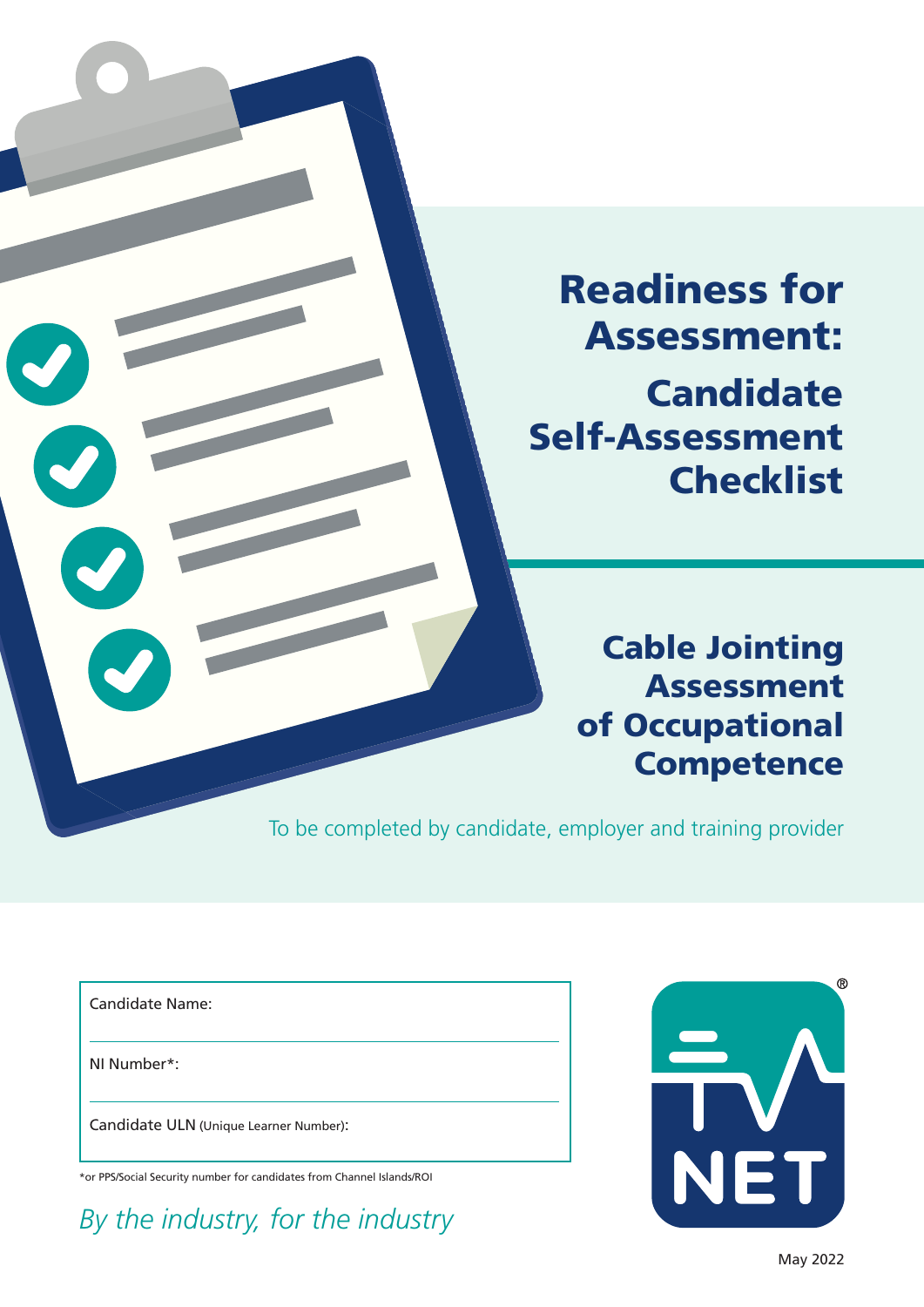# Readiness for Assessment:

## Candidate Self-Assessment Checklist

## Cable Jointing Assessment of Occupational Competence

To be completed by candidate, employer and training provider

Candidate Name:

NI Number*:

Candidate ULN (Unique Learner Number):

*or PPS/Social Security number for candidates from Channel Islands/ROI

*By the industry, for the industry*

NET®

May 2022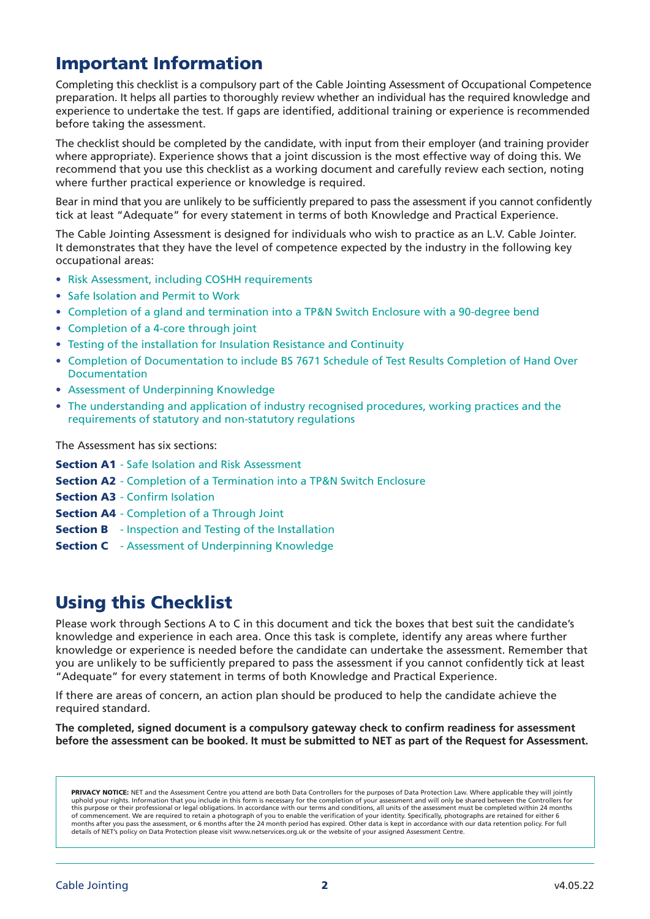## Important Information

Completing this checklist is a compulsory part of the Cable Jointing Assessment of Occupational Competence preparation. It helps all parties to thoroughly review whether an individual has the required knowledge and experience to undertake the test. If gaps are identified, additional training or experience is recommended before taking the assessment.

The checklist should be completed by the candidate, with input from their employer (and training provider where appropriate). Experience shows that a joint discussion is the most effective way of doing this. We recommend that you use this checklist as a working document and carefully review each section, noting where further practical experience or knowledge is required.

Bear in mind that you are unlikely to be sufficiently prepared to pass the assessment if you cannot confidently tick at least "Adequate" for every statement in terms of both Knowledge and Practical Experience.

The Cable Jointing Assessment is designed for individuals who wish to practice as an L.V. Cable Jointer. It demonstrates that they have the level of competence expected by the industry in the following key occupational areas:

- Risk Assessment, including COSHH requirements
- Safe Isolation and Permit to Work
- Completion of a gland and termination into a TP&N Switch Enclosure with a 90-degree bend
- Completion of a 4-core through joint
- Testing of the installation for Insulation Resistance and Continuity
- Completion of Documentation to include BS 7671 Schedule of Test Results Completion of Hand Over Documentation
- Assessment of Underpinning Knowledge
- The understanding and application of industry recognised procedures, working practices and the requirements of statutory and non-statutory regulations

The Assessment has six sections:

**Section A1** - Safe Isolation and Risk Assessment
**Section A2** - Completion of a Termination into a TP&N Switch Enclosure
**Section A3** - Confirm Isolation
**Section A4** - Completion of a Through Joint
**Section B** - Inspection and Testing of the Installation
**Section C** - Assessment of Underpinning Knowledge

## Using this Checklist

Please work through Sections A to C in this document and tick the boxes that best suit the candidate's knowledge and experience in each area. Once this task is complete, identify any areas where further knowledge or experience is needed before the candidate can undertake the assessment. Remember that you are unlikely to be sufficiently prepared to pass the assessment if you cannot confidently tick at least "Adequate" for every statement in terms of both Knowledge and Practical Experience.

If there are areas of concern, an action plan should be produced to help the candidate achieve the required standard.

**The completed, signed document is a compulsory gateway check to confirm readiness for assessment before the assessment can be booked. It must be submitted to NET as part of the Request for Assessment.**

**PRIVACY NOTICE:** NET and the Assessment Centre you attend are both Data Controllers for the purposes of Data Protection Law. Where applicable they will jointly uphold your rights. Information that you include in this form is necessary for the completion of your assessment and will only be shared between the Controllers for this purpose or their professional or legal obligations. In accordance with our terms and conditions, all units of the assessment must be completed within 24 months of commencement. We are required to retain a photograph of you to enable the verification of your identity. Specifically, photographs are retained for either 6 months after you pass the assessment, or 6 months after the 24 month period has expired. Other data is kept in accordance with our data retention policy. For full details of NET's policy on Data Protection please visit www.netservices.org.uk or the website of your assigned Assessment Centre.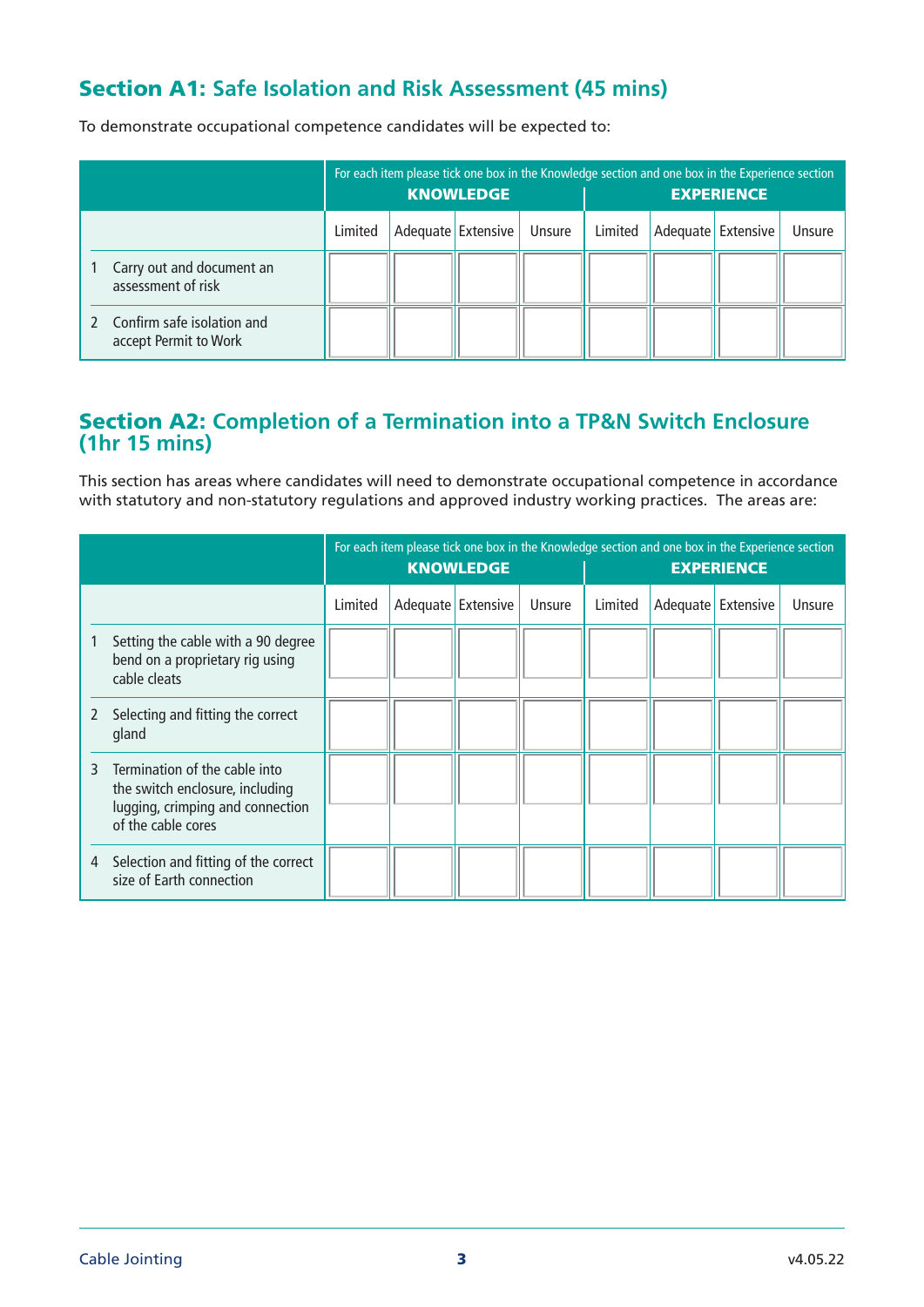## Section A1: Safe Isolation and Risk Assessment (45 mins)

To demonstrate occupational competence candidates will be expected to:

| | For each item please tick one box in the Knowledge section and one box in the Experience section KNOWLEDGE | | | | EXPERIENCE | | | |
|---|---|---|---|---|---|---|---|---|
| | Limited | Adequate | Extensive | Unsure | Limited | Adequate | Extensive | Unsure |
| 1 Carry out and document an assessment of risk | | | | | | | | |
| 2 Confirm safe isolation and accept Permit to Work | | | | | | | | |

## Section A2: Completion of a Termination into a TP&N Switch Enclosure (1hr 15 mins)

This section has areas where candidates will need to demonstrate occupational competence in accordance with statutory and non-statutory regulations and approved industry working practices. The areas are:

| | For each item please tick one box in the Knowledge section and one box in the Experience section KNOWLEDGE | | | | EXPERIENCE | | | |
|---|---|---|---|---|---|---|---|---|
| | Limited | Adequate | Extensive | Unsure | Limited | Adequate | Extensive | Unsure |
| 1 Setting the cable with a 90 degree bend on a proprietary rig using cable cleats | | | | | | | | |
| 2 Selecting and fitting the correct gland | | | | | | | | |
| 3 Termination of the cable into the switch enclosure, including lugging, crimping and connection of the cable cores | | | | | | | | |
| 4 Selection and fitting of the correct size of Earth connection | | | | | | | | |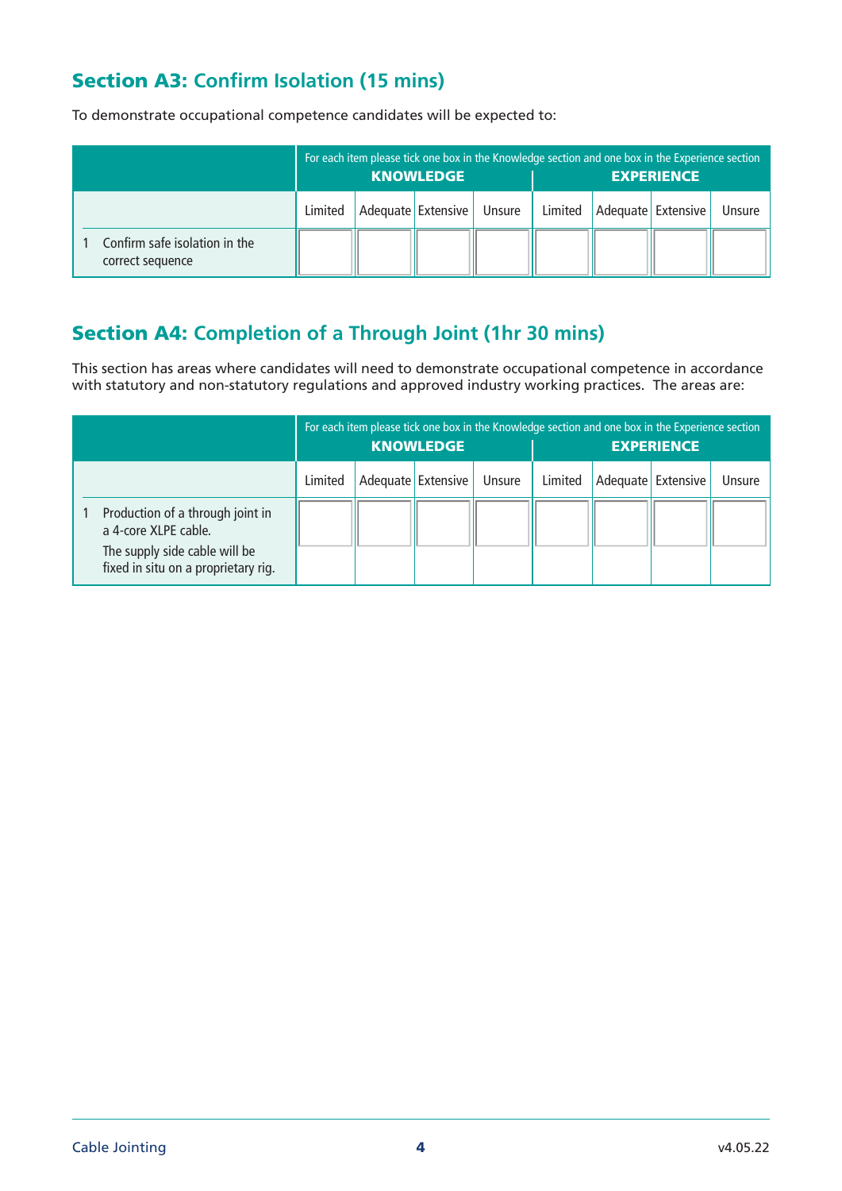## **Section A3:** Confirm Isolation (15 mins)

To demonstrate occupational competence candidates will be expected to:

| | For each item please tick one box in the Knowledge section and one box in the Experience section<br>**KNOWLEDGE** | | | | **EXPERIENCE** | | | |
|---|---|---|---|---|---|---|---|---|
| | Limited | Adequate | Extensive | Unsure | Limited | Adequate | Extensive | Unsure |
| 1 Confirm safe isolation in the correct sequence | | | | | | | | |

## **Section A4:** Completion of a Through Joint (1hr 30 mins)

This section has areas where candidates will need to demonstrate occupational competence in accordance with statutory and non-statutory regulations and approved industry working practices. The areas are:

| | For each item please tick one box in the Knowledge section and one box in the Experience section<br>**KNOWLEDGE** | | | | **EXPERIENCE** | | | |
|---|---|---|---|---|---|---|---|---|
| | Limited | Adequate | Extensive | Unsure | Limited | Adequate | Extensive | Unsure |
| 1 Production of a through joint in a 4-core XLPE cable.<br>The supply side cable will be fixed in situ on a proprietary rig. | | | | | | | | |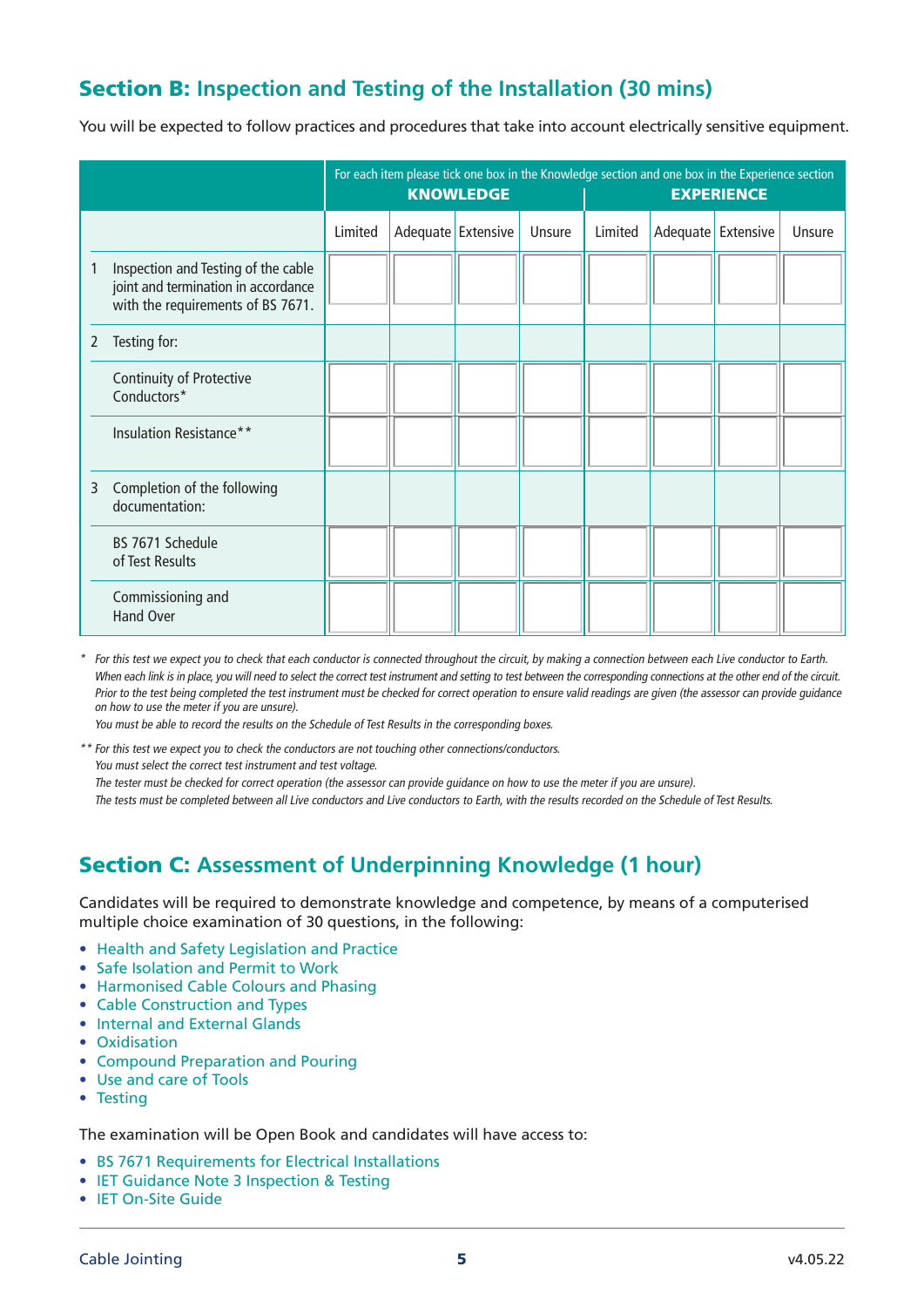## Section B: Inspection and Testing of the Installation (30 mins)

You will be expected to follow practices and procedures that take into account electrically sensitive equipment.

| | For each item please tick one box in the Knowledge section and one box in the Experience section KNOWLEDGE | | | | EXPERIENCE | | | |
|---|---|---|---|---|---|---|---|---|
| | Limited | Adequate | Extensive | Unsure | Limited | Adequate | Extensive | Unsure |
| 1 Inspection and Testing of the cable joint and termination in accordance with the requirements of BS 7671. | | | | | | | | |
| 2 Testing for: | | | | | | | | |
| Continuity of Protective Conductors* | | | | | | | | |
| Insulation Resistance** | | | | | | | | |
| 3 Completion of the following documentation: | | | | | | | | |
| BS 7671 Schedule of Test Results | | | | | | | | |
| Commissioning and Hand Over | | | | | | | | |

\* *For this test we expect you to check that each conductor is connected throughout the circuit, by making a connection between each Live conductor to Earth. When each link is in place, you will need to select the correct test instrument and setting to test between the corresponding connections at the other end of the circuit. Prior to the test being completed the test instrument must be checked for correct operation to ensure valid readings are given (the assessor can provide guidance on how to use the meter if you are unsure).*
*You must be able to record the results on the Schedule of Test Results in the corresponding boxes.*

\** *For this test we expect you to check the conductors are not touching other connections/conductors.*
*You must select the correct test instrument and test voltage.*
*The tester must be checked for correct operation (the assessor can provide guidance on how to use the meter if you are unsure).*
*The tests must be completed between all Live conductors and Live conductors to Earth, with the results recorded on the Schedule of Test Results.*

## Section C: Assessment of Underpinning Knowledge (1 hour)

Candidates will be required to demonstrate knowledge and competence, by means of a computerised multiple choice examination of 30 questions, in the following:

- Health and Safety Legislation and Practice
- Safe Isolation and Permit to Work
- Harmonised Cable Colours and Phasing
- Cable Construction and Types
- Internal and External Glands
- Oxidisation
- Compound Preparation and Pouring
- Use and care of Tools
- Testing

The examination will be Open Book and candidates will have access to:

- BS 7671 Requirements for Electrical Installations
- IET Guidance Note 3 Inspection & Testing
- IET On-Site Guide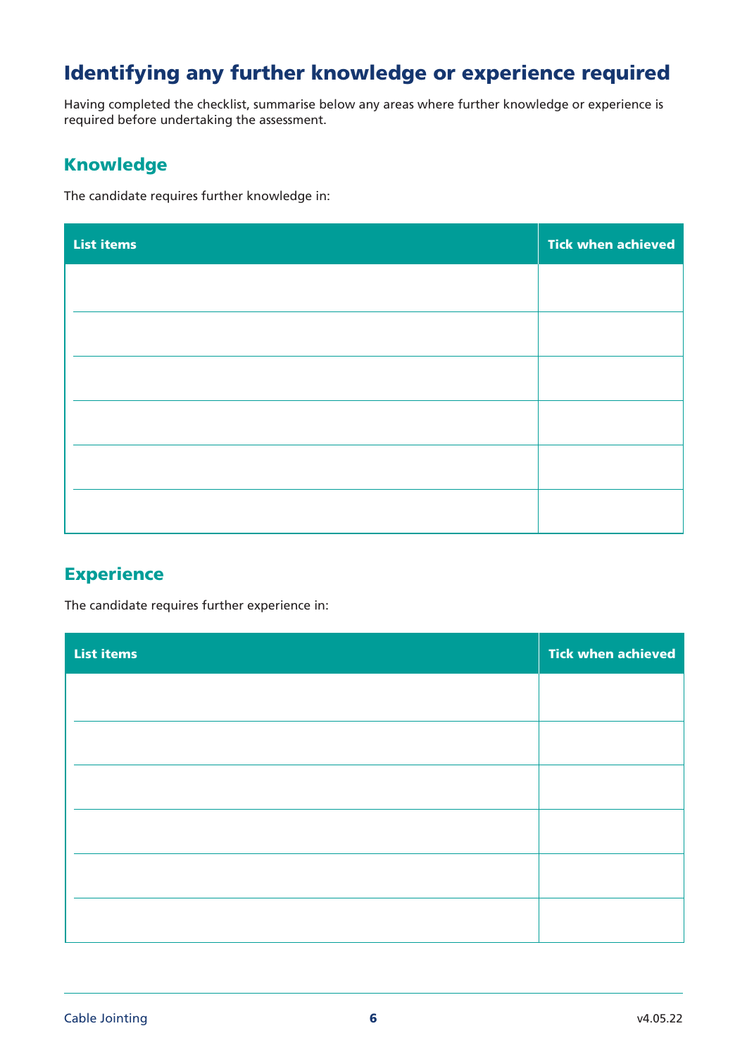# Identifying any further knowledge or experience required

Having completed the checklist, summarise below any areas where further knowledge or experience is required before undertaking the assessment.

## Knowledge

The candidate requires further knowledge in:

| List items | Tick when achieved |
| --- | --- |
| | |
| | |
| | |
| | |
| | |
| | |

## Experience

The candidate requires further experience in:

| List items | Tick when achieved |
| --- | --- |
| | |
| | |
| | |
| | |
| | |
| | |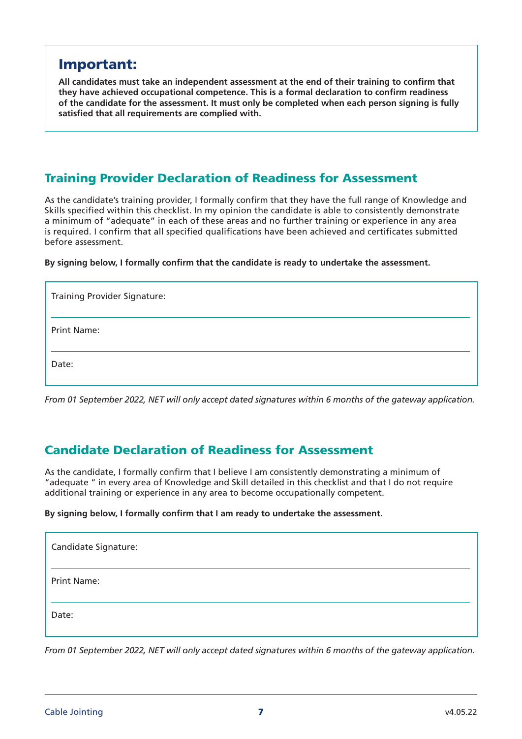## Important:

**All candidates must take an independent assessment at the end of their training to confirm that they have achieved occupational competence. This is a formal declaration to confirm readiness of the candidate for the assessment. It must only be completed when each person signing is fully satisfied that all requirements are complied with.**

## Training Provider Declaration of Readiness for Assessment

As the candidate's training provider, I formally confirm that they have the full range of Knowledge and Skills specified within this checklist. In my opinion the candidate is able to consistently demonstrate a minimum of "adequate" in each of these areas and no further training or experience in any area is required. I confirm that all specified qualifications have been achieved and certificates submitted before assessment.

**By signing below, I formally confirm that the candidate is ready to undertake the assessment.**

| |
|---|
| Training Provider Signature: |
| Print Name: |
| Date: |

*From 01 September 2022, NET will only accept dated signatures within 6 months of the gateway application.*

## Candidate Declaration of Readiness for Assessment

As the candidate, I formally confirm that I believe I am consistently demonstrating a minimum of "adequate " in every area of Knowledge and Skill detailed in this checklist and that I do not require additional training or experience in any area to become occupationally competent.

**By signing below, I formally confirm that I am ready to undertake the assessment.**

| |
|---|
| Candidate Signature: |
| Print Name: |
| Date: |

*From 01 September 2022, NET will only accept dated signatures within 6 months of the gateway application.*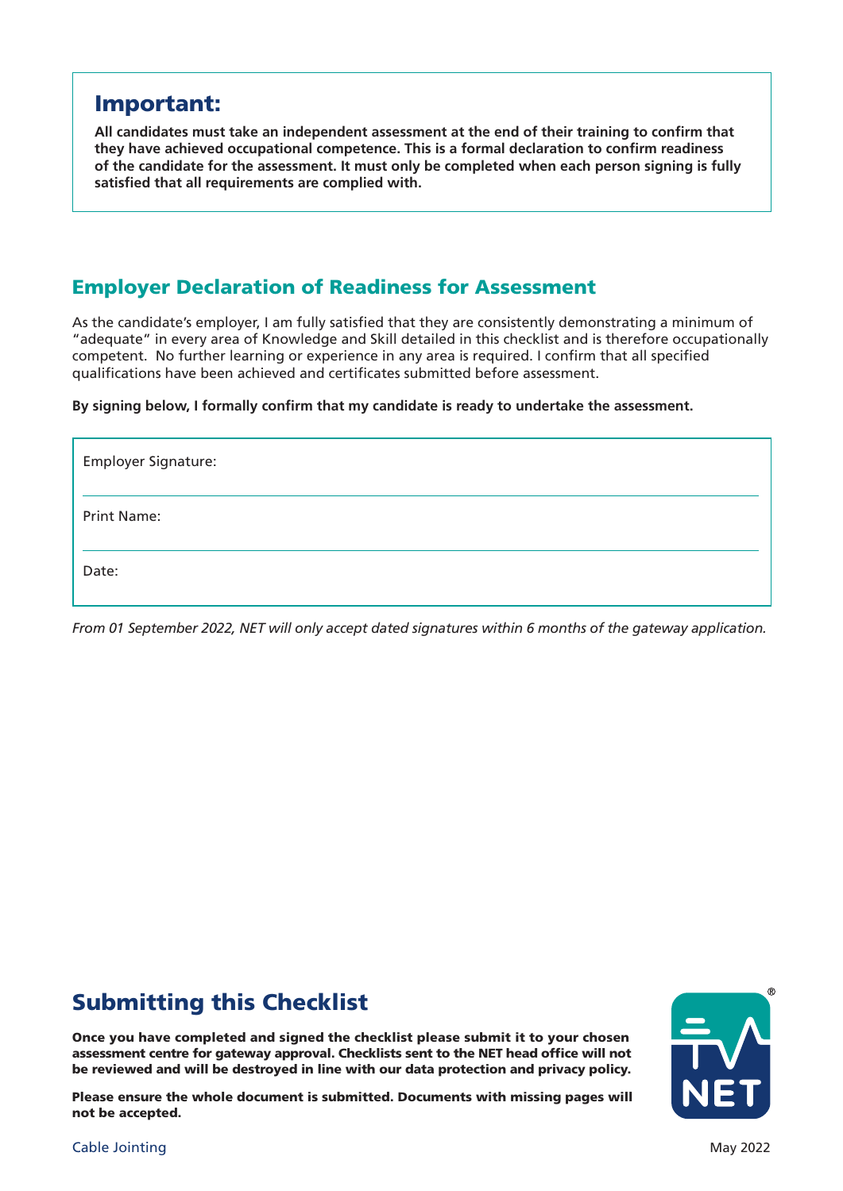## Important:

**All candidates must take an independent assessment at the end of their training to confirm that they have achieved occupational competence. This is a formal declaration to confirm readiness of the candidate for the assessment. It must only be completed when each person signing is fully satisfied that all requirements are complied with.**

## Employer Declaration of Readiness for Assessment

As the candidate's employer, I am fully satisfied that they are consistently demonstrating a minimum of "adequate" in every area of Knowledge and Skill detailed in this checklist and is therefore occupationally competent. No further learning or experience in any area is required. I confirm that all specified qualifications have been achieved and certificates submitted before assessment.

**By signing below, I formally confirm that my candidate is ready to undertake the assessment.**

| |
|---|
| Employer Signature: |
| Print Name: |
| Date: |

*From 01 September 2022, NET will only accept dated signatures within 6 months of the gateway application.*

## Submitting this Checklist

**Once you have completed and signed the checklist please submit it to your chosen assessment centre for gateway approval. Checklists sent to the NET head office will not be reviewed and will be destroyed in line with our data protection and privacy policy.**

**Please ensure the whole document is submitted. Documents with missing pages will not be accepted.**